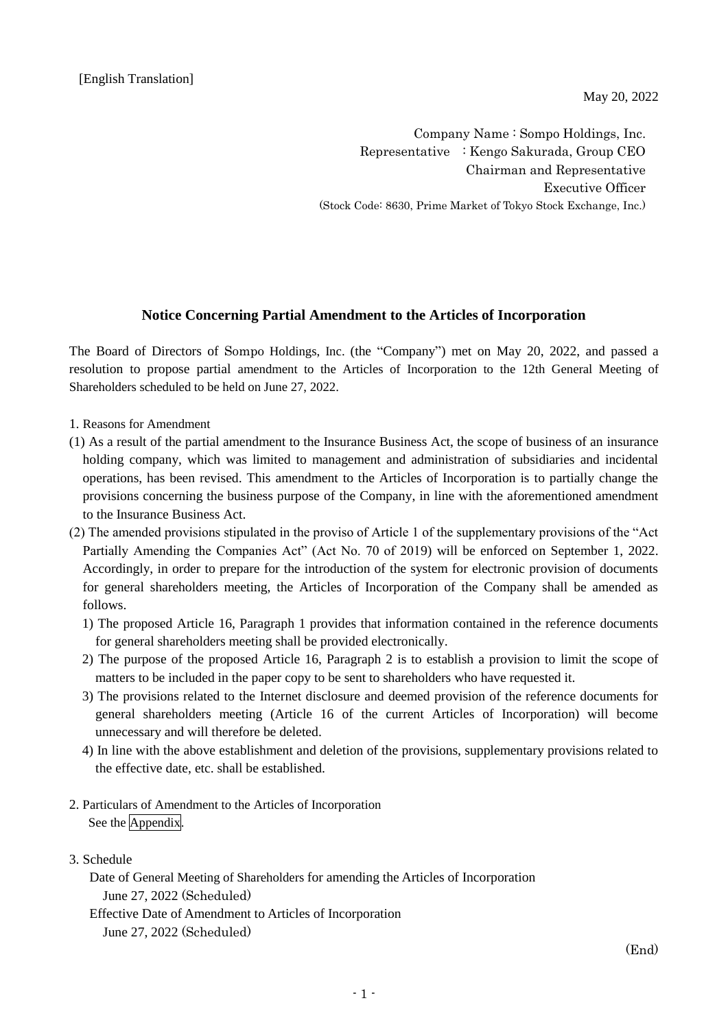[English Translation]

May 20, 2022

Company Name : Sompo Holdings, Inc.
Representative : Kengo Sakurada, Group CEO
Chairman and Representative
Executive Officer
(Stock Code: 8630, Prime Market of Tokyo Stock Exchange, Inc.)

## Notice Concerning Partial Amendment to the Articles of Incorporation

The Board of Directors of Sompo Holdings, Inc. (the "Company") met on May 20, 2022, and passed a resolution to propose partial amendment to the Articles of Incorporation to the 12th General Meeting of Shareholders scheduled to be held on June 27, 2022.

1. Reasons for Amendment

(1) As a result of the partial amendment to the Insurance Business Act, the scope of business of an insurance holding company, which was limited to management and administration of subsidiaries and incidental operations, has been revised. This amendment to the Articles of Incorporation is to partially change the provisions concerning the business purpose of the Company, in line with the aforementioned amendment to the Insurance Business Act.

(2) The amended provisions stipulated in the proviso of Article 1 of the supplementary provisions of the "Act Partially Amending the Companies Act" (Act No. 70 of 2019) will be enforced on September 1, 2022. Accordingly, in order to prepare for the introduction of the system for electronic provision of documents for general shareholders meeting, the Articles of Incorporation of the Company shall be amended as follows.

   1) The proposed Article 16, Paragraph 1 provides that information contained in the reference documents for general shareholders meeting shall be provided electronically.

   2) The purpose of the proposed Article 16, Paragraph 2 is to establish a provision to limit the scope of matters to be included in the paper copy to be sent to shareholders who have requested it.

   3) The provisions related to the Internet disclosure and deemed provision of the reference documents for general shareholders meeting (Article 16 of the current Articles of Incorporation) will become unnecessary and will therefore be deleted.

   4) In line with the above establishment and deletion of the provisions, supplementary provisions related to the effective date, etc. shall be established.

2. Particulars of Amendment to the Articles of Incorporation

   See the Appendix.

3. Schedule

   Date of General Meeting of Shareholders for amending the Articles of Incorporation
   June 27, 2022 (Scheduled)

   Effective Date of Amendment to Articles of Incorporation
   June 27, 2022 (Scheduled)

(End)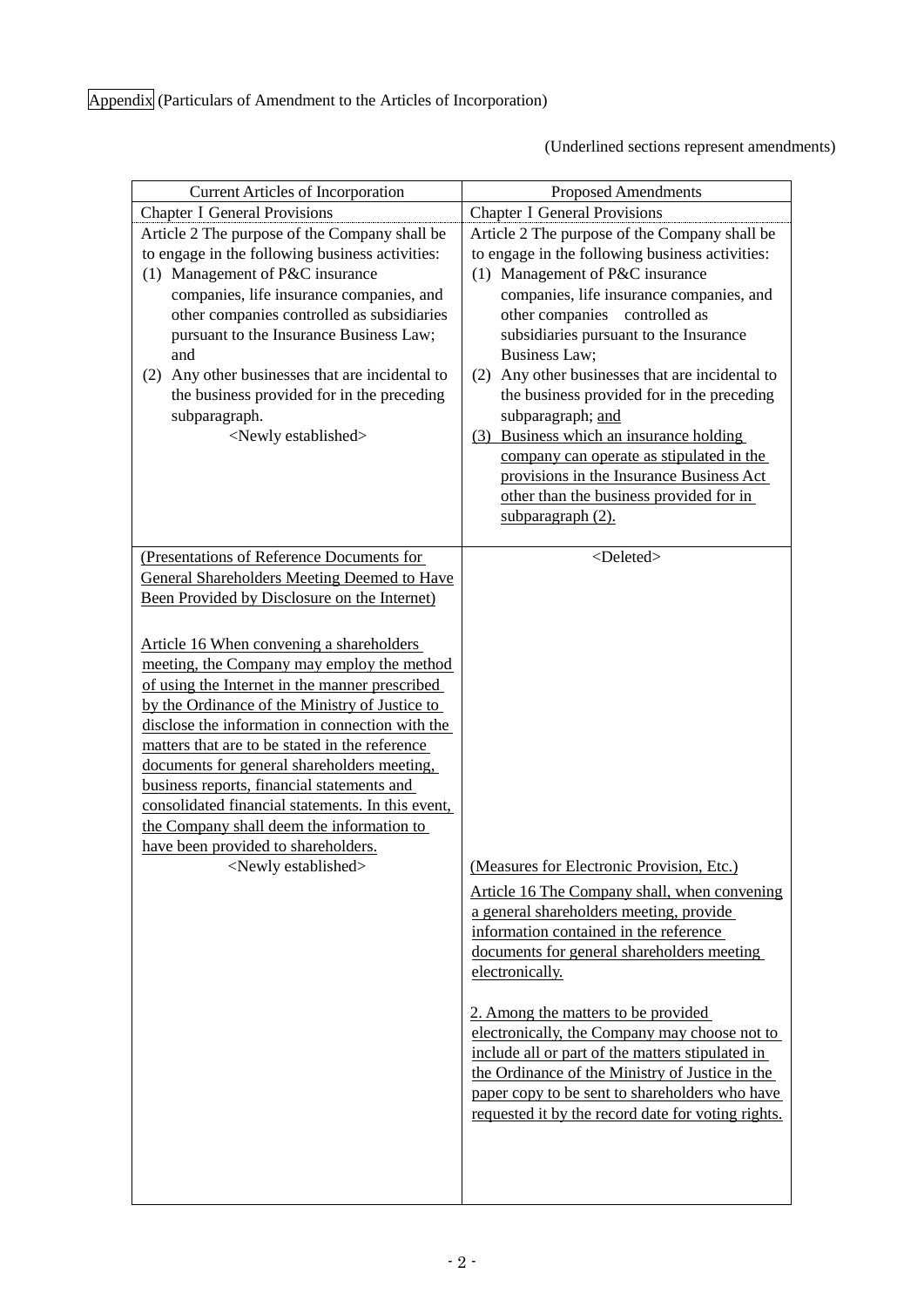Appendix (Particulars of Amendment to the Articles of Incorporation)

(Underlined sections represent amendments)

| Current Articles of Incorporation | Proposed Amendments |
| --- | --- |
| Chapter I General Provisions | Chapter I General Provisions |
| Article 2 The purpose of the Company shall be to engage in the following business activities:<br>(1) Management of P&C insurance companies, life insurance companies, and other companies controlled as subsidiaries pursuant to the Insurance Business Law; and<br>(2) Any other businesses that are incidental to the business provided for in the preceding subparagraph.<br><Newly established> | Article 2 The purpose of the Company shall be to engage in the following business activities:<br>(1) Management of P&C insurance companies, life insurance companies, and other companies controlled as subsidiaries pursuant to the Insurance Business Law;<br>(2) Any other businesses that are incidental to the business provided for in the preceding subparagraph; <u>and</u><br><u>(3) Business which an insurance holding company can operate as stipulated in the provisions in the Insurance Business Act other than the business provided for in subparagraph (2).</u> |
| <u>(Presentations of Reference Documents for General Shareholders Meeting Deemed to Have Been Provided by Disclosure on the Internet)</u><br><br><u>Article 16 When convening a shareholders meeting, the Company may employ the method of using the Internet in the manner prescribed by the Ordinance of the Ministry of Justice to disclose the information in connection with the matters that are to be stated in the reference documents for general shareholders meeting, business reports, financial statements and consolidated financial statements. In this event, the Company shall deem the information to have been provided to shareholders.</u> | <Deleted> |
| <Newly established> | <u>(Measures for Electronic Provision, Etc.)</u><br><u>Article 16 The Company shall, when convening a general shareholders meeting, provide information contained in the reference documents for general shareholders meeting electronically.</u><br><br><u>2. Among the matters to be provided electronically, the Company may choose not to include all or part of the matters stipulated in the Ordinance of the Ministry of Justice in the paper copy to be sent to shareholders who have requested it by the record date for voting rights.</u> |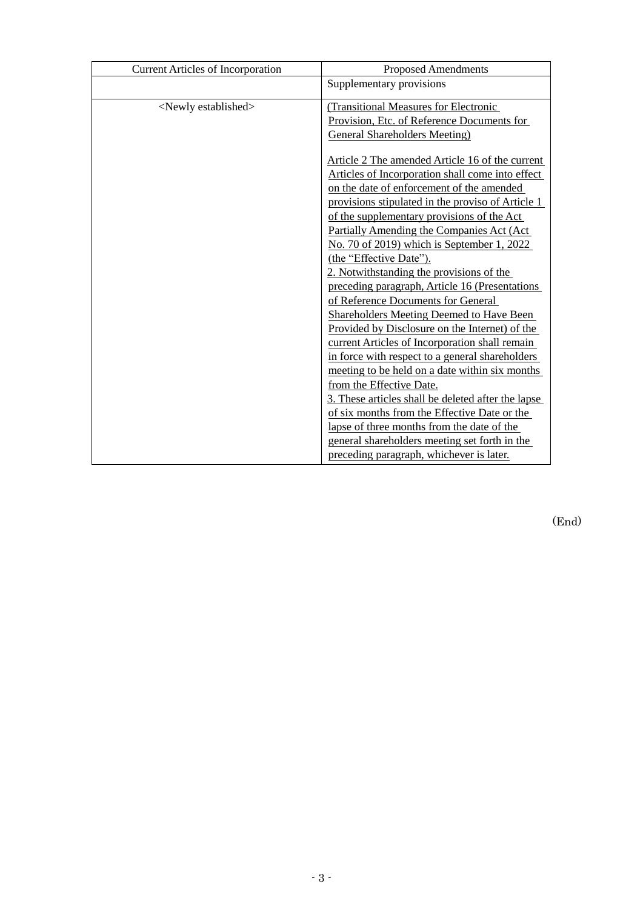| Current Articles of Incorporation | Proposed Amendments |
|---|---|
| | Supplementary provisions |
| <Newly established> | (Transitional Measures for Electronic Provision, Etc. of Reference Documents for General Shareholders Meeting)<br><br>Article 2 The amended Article 16 of the current Articles of Incorporation shall come into effect on the date of enforcement of the amended provisions stipulated in the proviso of Article 1 of the supplementary provisions of the Act Partially Amending the Companies Act (Act No. 70 of 2019) which is September 1, 2022 (the "Effective Date").<br>2. Notwithstanding the provisions of the preceding paragraph, Article 16 (Presentations of Reference Documents for General Shareholders Meeting Deemed to Have Been Provided by Disclosure on the Internet) of the current Articles of Incorporation shall remain in force with respect to a general shareholders meeting to be held on a date within six months from the Effective Date.<br>3. These articles shall be deleted after the lapse of six months from the Effective Date or the lapse of three months from the date of the general shareholders meeting set forth in the preceding paragraph, whichever is later. |

(End)